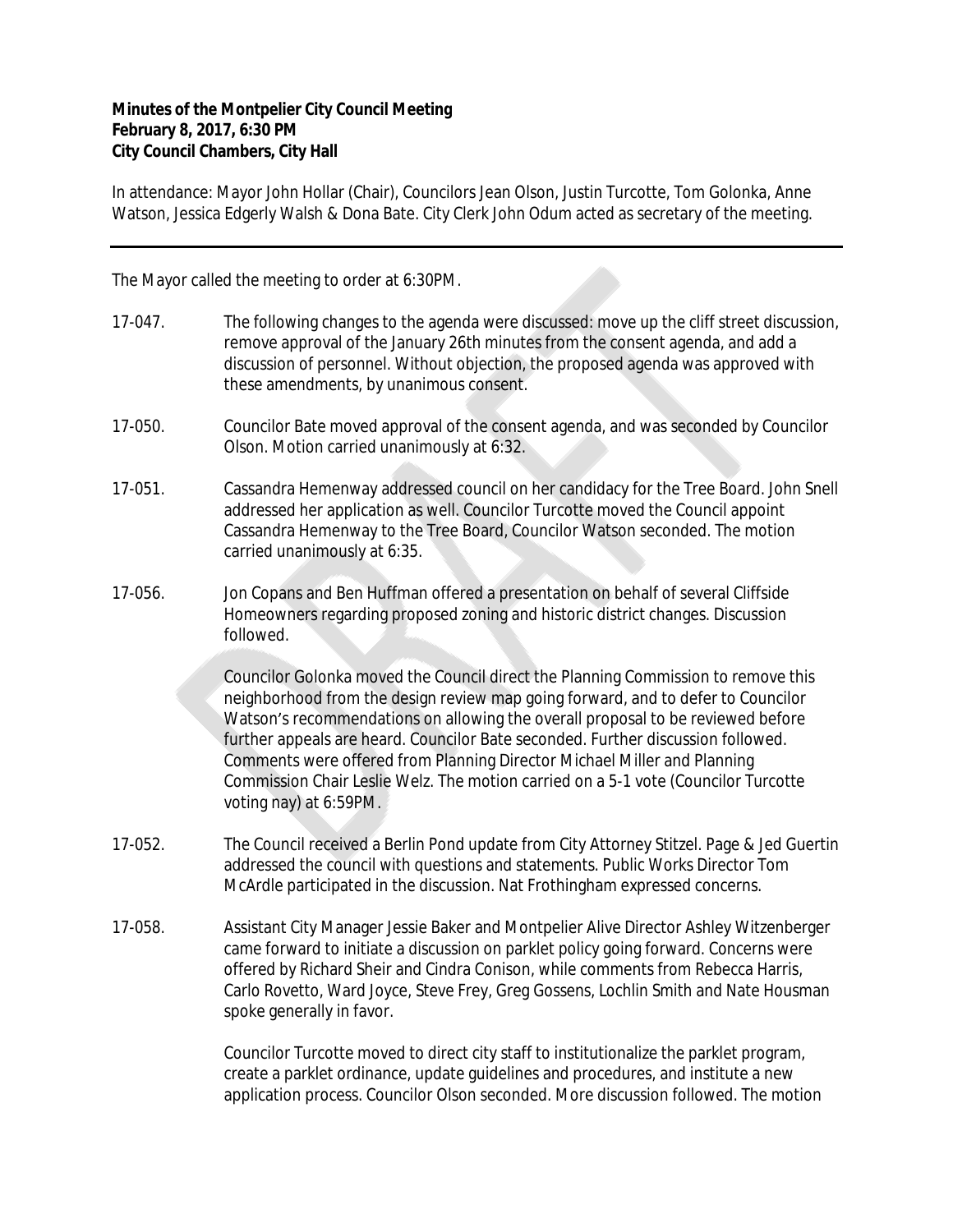**Minutes of the Montpelier City Council Meeting**
**February 8, 2017, 6:30 PM**
**City Council Chambers, City Hall**

In attendance: Mayor John Hollar (Chair), Councilors Jean Olson, Justin Turcotte, Tom Golonka, Anne Watson, Jessica Edgerly Walsh & Dona Bate. City Clerk John Odum acted as secretary of the meeting.

---

The Mayor called the meeting to order at 6:30PM.

17-047. The following changes to the agenda were discussed: move up the cliff street discussion, remove approval of the January 26th minutes from the consent agenda, and add a discussion of personnel. Without objection, the proposed agenda was approved with these amendments, by unanimous consent.

17-050. Councilor Bate moved approval of the consent agenda, and was seconded by Councilor Olson. Motion carried unanimously at 6:32.

17-051. Cassandra Hemenway addressed council on her candidacy for the Tree Board. John Snell addressed her application as well. Councilor Turcotte moved the Council appoint Cassandra Hemenway to the Tree Board, Councilor Watson seconded. The motion carried unanimously at 6:35.

17-056. Jon Copans and Ben Huffman offered a presentation on behalf of several Cliffside Homeowners regarding proposed zoning and historic district changes. Discussion followed.

Councilor Golonka moved the Council direct the Planning Commission to remove this neighborhood from the design review map going forward, and to defer to Councilor Watson's recommendations on allowing the overall proposal to be reviewed before further appeals are heard. Councilor Bate seconded. Further discussion followed. Comments were offered from Planning Director Michael Miller and Planning Commission Chair Leslie Welz. The motion carried on a 5-1 vote (Councilor Turcotte voting nay) at 6:59PM.

17-052. The Council received a Berlin Pond update from City Attorney Stitzel. Page & Jed Guertin addressed the council with questions and statements. Public Works Director Tom McArdle participated in the discussion. Nat Frothingham expressed concerns.

17-058. Assistant City Manager Jessie Baker and Montpelier Alive Director Ashley Witzenberger came forward to initiate a discussion on parklet policy going forward. Concerns were offered by Richard Sheir and Cindra Conison, while comments from Rebecca Harris, Carlo Rovetto, Ward Joyce, Steve Frey, Greg Gossens, Lochlin Smith and Nate Housman spoke generally in favor.

Councilor Turcotte moved to direct city staff to institutionalize the parklet program, create a parklet ordinance, update guidelines and procedures, and institute a new application process. Councilor Olson seconded. More discussion followed. The motion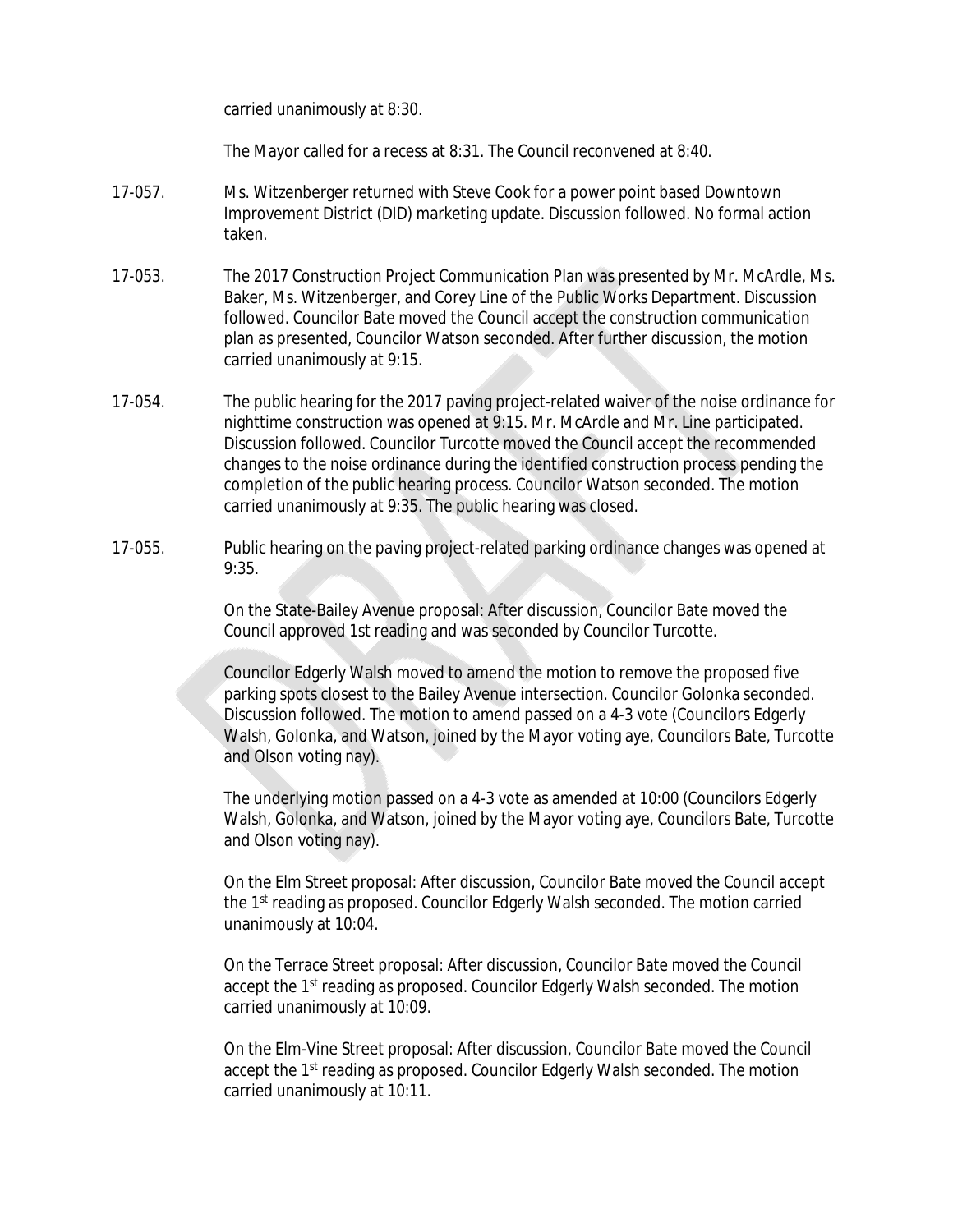carried unanimously at 8:30.

The Mayor called for a recess at 8:31. The Council reconvened at 8:40.

17-057. Ms. Witzenberger returned with Steve Cook for a power point based Downtown Improvement District (DID) marketing update. Discussion followed. No formal action taken.

17-053. The 2017 Construction Project Communication Plan was presented by Mr. McArdle, Ms. Baker, Ms. Witzenberger, and Corey Line of the Public Works Department. Discussion followed. Councilor Bate moved the Council accept the construction communication plan as presented, Councilor Watson seconded. After further discussion, the motion carried unanimously at 9:15.

17-054. The public hearing for the 2017 paving project-related waiver of the noise ordinance for nighttime construction was opened at 9:15. Mr. McArdle and Mr. Line participated. Discussion followed. Councilor Turcotte moved the Council accept the recommended changes to the noise ordinance during the identified construction process pending the completion of the public hearing process. Councilor Watson seconded. The motion carried unanimously at 9:35. The public hearing was closed.

17-055. Public hearing on the paving project-related parking ordinance changes was opened at 9:35.

On the State-Bailey Avenue proposal: After discussion, Councilor Bate moved the Council approved 1st reading and was seconded by Councilor Turcotte.

Councilor Edgerly Walsh moved to amend the motion to remove the proposed five parking spots closest to the Bailey Avenue intersection. Councilor Golonka seconded. Discussion followed. The motion to amend passed on a 4-3 vote (Councilors Edgerly Walsh, Golonka, and Watson, joined by the Mayor voting aye, Councilors Bate, Turcotte and Olson voting nay).

The underlying motion passed on a 4-3 vote as amended at 10:00 (Councilors Edgerly Walsh, Golonka, and Watson, joined by the Mayor voting aye, Councilors Bate, Turcotte and Olson voting nay).

On the Elm Street proposal: After discussion, Councilor Bate moved the Council accept the 1st reading as proposed. Councilor Edgerly Walsh seconded. The motion carried unanimously at 10:04.

On the Terrace Street proposal: After discussion, Councilor Bate moved the Council accept the 1st reading as proposed. Councilor Edgerly Walsh seconded. The motion carried unanimously at 10:09.

On the Elm-Vine Street proposal: After discussion, Councilor Bate moved the Council accept the 1st reading as proposed. Councilor Edgerly Walsh seconded. The motion carried unanimously at 10:11.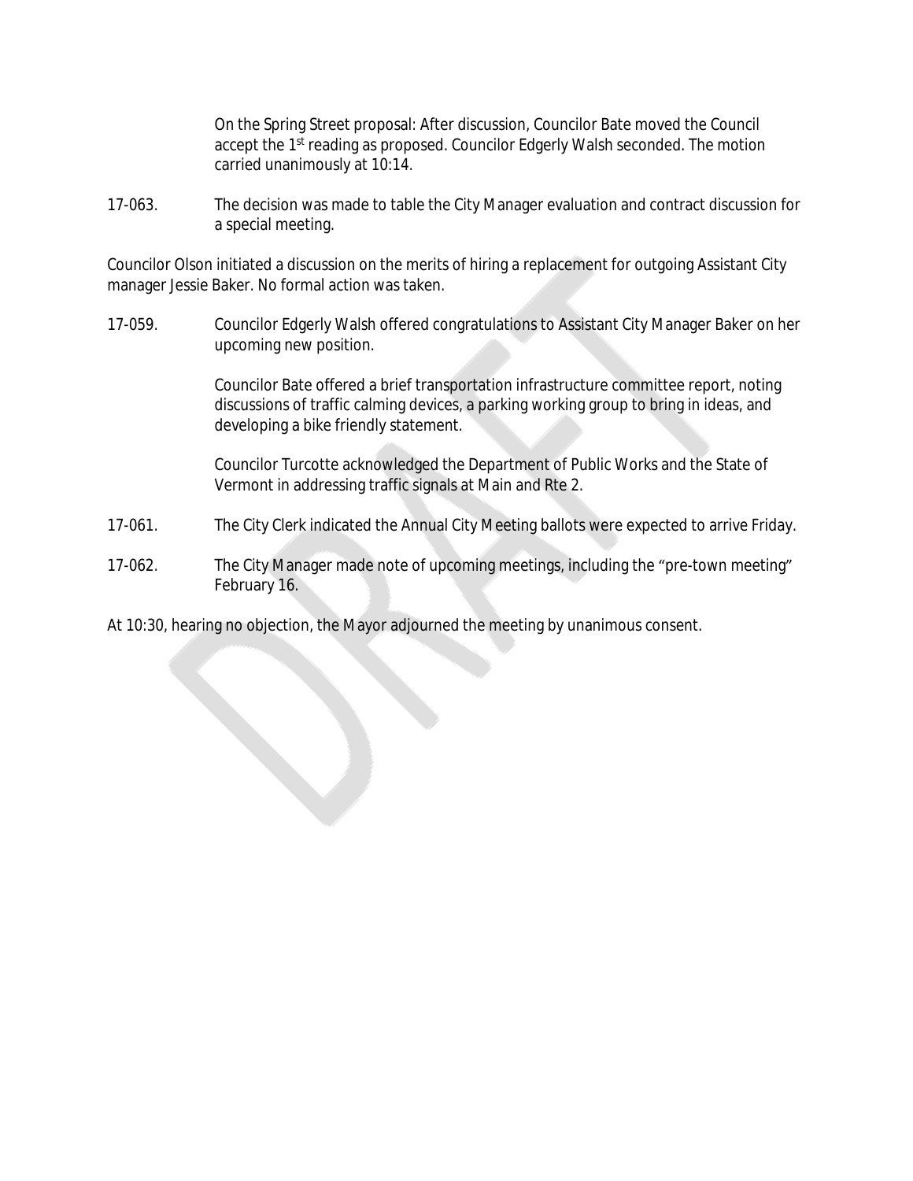On the Spring Street proposal: After discussion, Councilor Bate moved the Council accept the 1st reading as proposed. Councilor Edgerly Walsh seconded. The motion carried unanimously at 10:14.

17-063. The decision was made to table the City Manager evaluation and contract discussion for a special meeting.

Councilor Olson initiated a discussion on the merits of hiring a replacement for outgoing Assistant City manager Jessie Baker. No formal action was taken.

17-059. Councilor Edgerly Walsh offered congratulations to Assistant City Manager Baker on her upcoming new position.

Councilor Bate offered a brief transportation infrastructure committee report, noting discussions of traffic calming devices, a parking working group to bring in ideas, and developing a bike friendly statement.

Councilor Turcotte acknowledged the Department of Public Works and the State of Vermont in addressing traffic signals at Main and Rte 2.

17-061. The City Clerk indicated the Annual City Meeting ballots were expected to arrive Friday.

17-062. The City Manager made note of upcoming meetings, including the "pre-town meeting" February 16.

At 10:30, hearing no objection, the Mayor adjourned the meeting by unanimous consent.